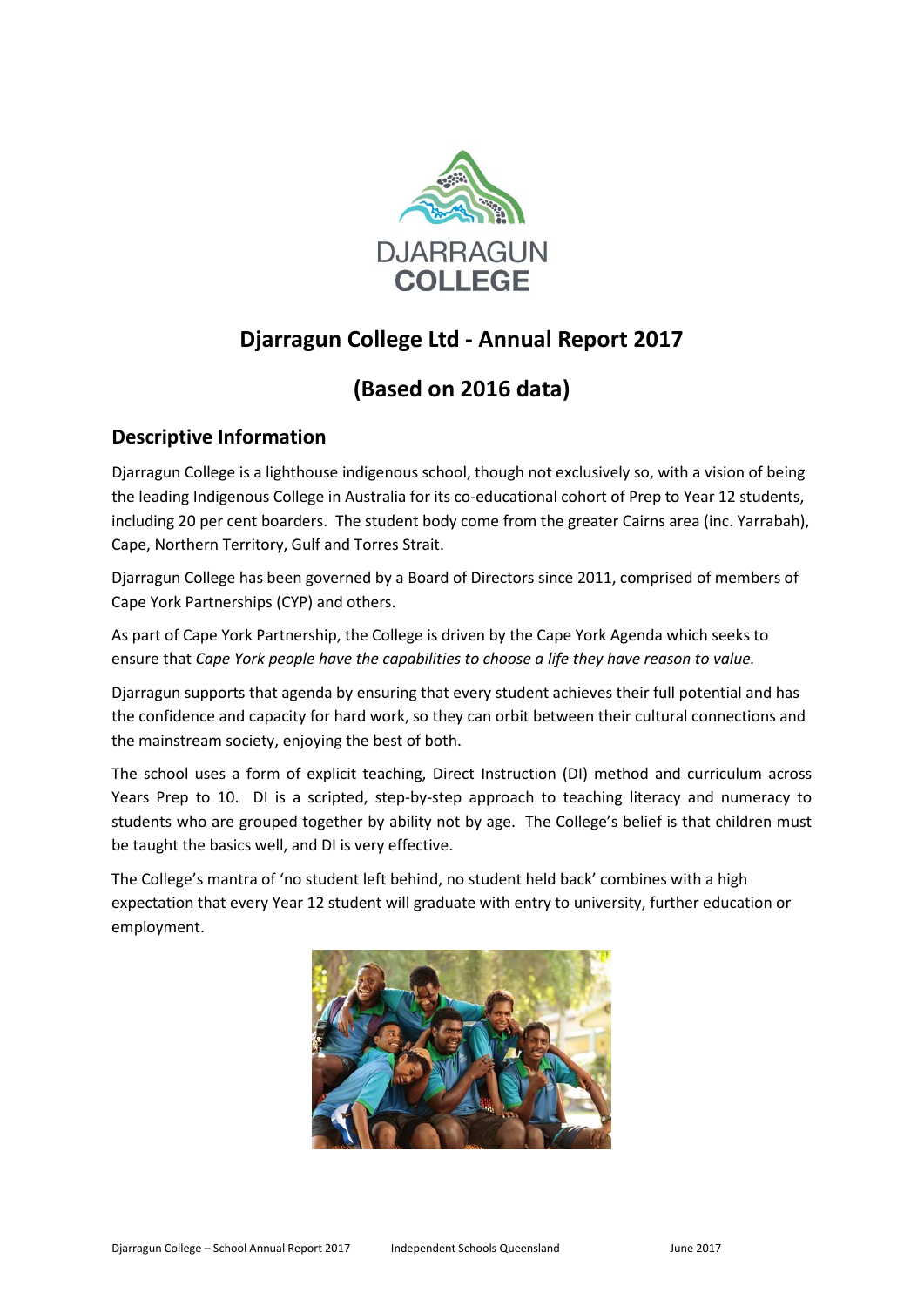DJARRAGUN COLLEGE

# Djarragun College Ltd - Annual Report 2017

# (Based on 2016 data)

## Descriptive Information

Djarragun College is a lighthouse indigenous school, though not exclusively so, with a vision of being the leading Indigenous College in Australia for its co-educational cohort of Prep to Year 12 students, including 20 per cent boarders. The student body come from the greater Cairns area (inc. Yarrabah), Cape, Northern Territory, Gulf and Torres Strait.

Djarragun College has been governed by a Board of Directors since 2011, comprised of members of Cape York Partnerships (CYP) and others.

As part of Cape York Partnership, the College is driven by the Cape York Agenda which seeks to ensure that *Cape York people have the capabilities to choose a life they have reason to value.*

Djarragun supports that agenda by ensuring that every student achieves their full potential and has the confidence and capacity for hard work, so they can orbit between their cultural connections and the mainstream society, enjoying the best of both.

The school uses a form of explicit teaching, Direct Instruction (DI) method and curriculum across Years Prep to 10. DI is a scripted, step-by-step approach to teaching literacy and numeracy to students who are grouped together by ability not by age. The College's belief is that children must be taught the basics well, and DI is very effective.

The College's mantra of 'no student left behind, no student held back' combines with a high expectation that every Year 12 student will graduate with entry to university, further education or employment.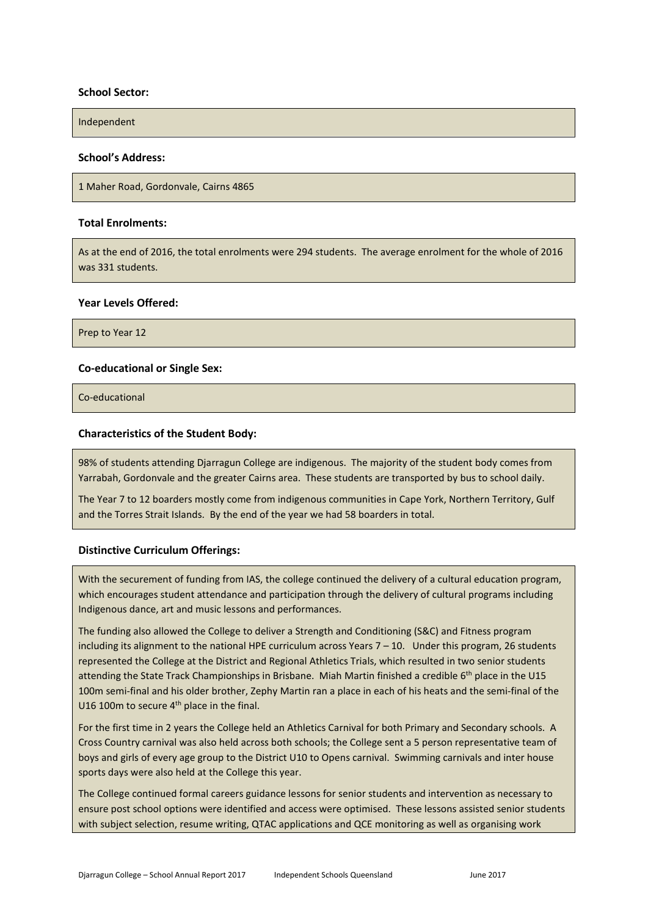**School Sector:**

Independent

**School's Address:**

1 Maher Road, Gordonvale, Cairns 4865

**Total Enrolments:**

As at the end of 2016, the total enrolments were 294 students. The average enrolment for the whole of 2016 was 331 students.

**Year Levels Offered:**

Prep to Year 12

**Co-educational or Single Sex:**

Co-educational

**Characteristics of the Student Body:**

98% of students attending Djarragun College are indigenous. The majority of the student body comes from Yarrabah, Gordonvale and the greater Cairns area. These students are transported by bus to school daily.

The Year 7 to 12 boarders mostly come from indigenous communities in Cape York, Northern Territory, Gulf and the Torres Strait Islands. By the end of the year we had 58 boarders in total.

**Distinctive Curriculum Offerings:**

With the securement of funding from IAS, the college continued the delivery of a cultural education program, which encourages student attendance and participation through the delivery of cultural programs including Indigenous dance, art and music lessons and performances.

The funding also allowed the College to deliver a Strength and Conditioning (S&C) and Fitness program including its alignment to the national HPE curriculum across Years 7 – 10. Under this program, 26 students represented the College at the District and Regional Athletics Trials, which resulted in two senior students attending the State Track Championships in Brisbane. Miah Martin finished a credible 6th place in the U15 100m semi-final and his older brother, Zephy Martin ran a place in each of his heats and the semi-final of the U16 100m to secure 4th place in the final.

For the first time in 2 years the College held an Athletics Carnival for both Primary and Secondary schools. A Cross Country carnival was also held across both schools; the College sent a 5 person representative team of boys and girls of every age group to the District U10 to Opens carnival. Swimming carnivals and inter house sports days were also held at the College this year.

The College continued formal careers guidance lessons for senior students and intervention as necessary to ensure post school options were identified and access were optimised. These lessons assisted senior students with subject selection, resume writing, QTAC applications and QCE monitoring as well as organising work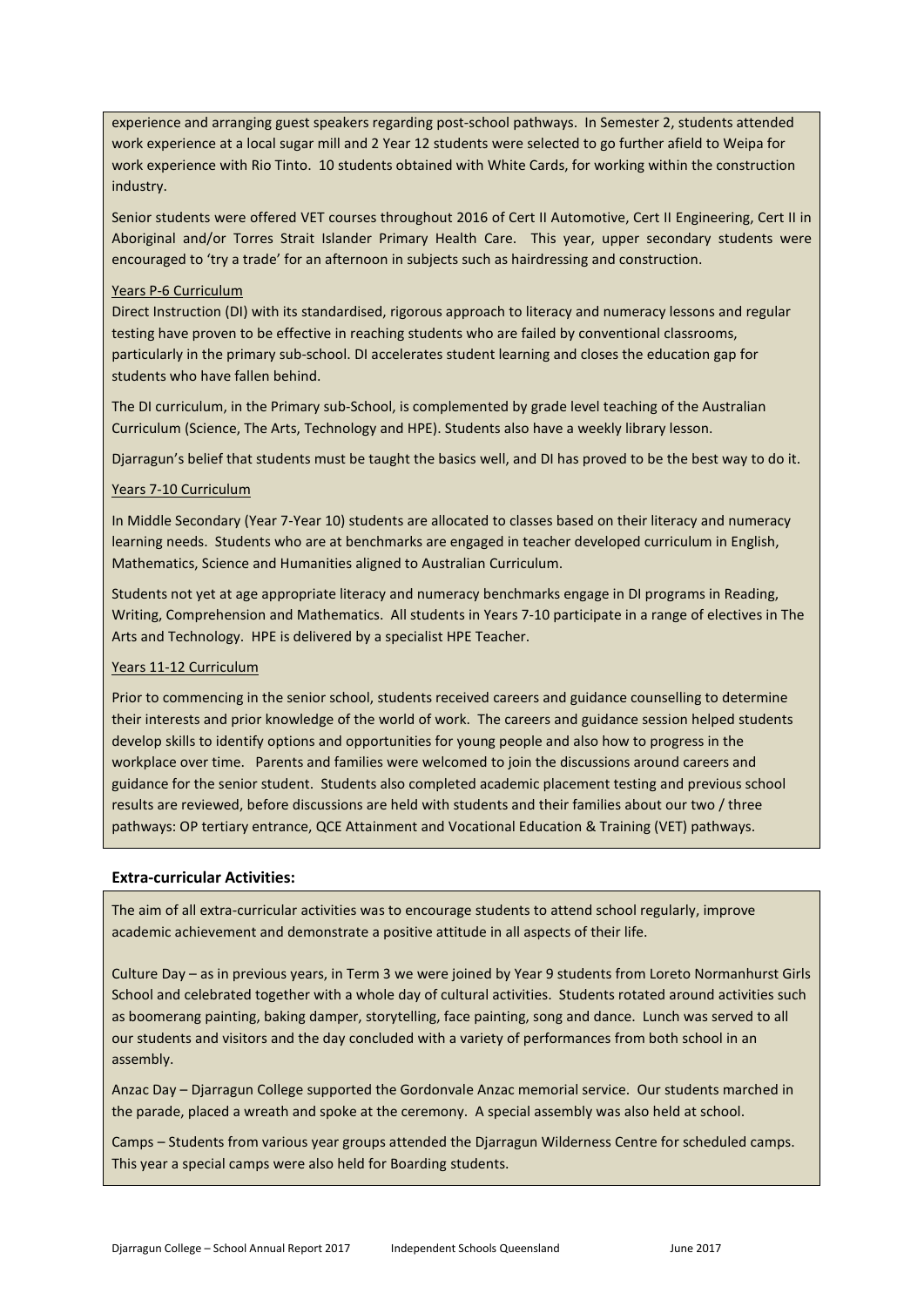experience and arranging guest speakers regarding post-school pathways. In Semester 2, students attended work experience at a local sugar mill and 2 Year 12 students were selected to go further afield to Weipa for work experience with Rio Tinto. 10 students obtained with White Cards, for working within the construction industry.

Senior students were offered VET courses throughout 2016 of Cert II Automotive, Cert II Engineering, Cert II in Aboriginal and/or Torres Strait Islander Primary Health Care. This year, upper secondary students were encouraged to 'try a trade' for an afternoon in subjects such as hairdressing and construction.

Years P-6 Curriculum

Direct Instruction (DI) with its standardised, rigorous approach to literacy and numeracy lessons and regular testing have proven to be effective in reaching students who are failed by conventional classrooms, particularly in the primary sub-school. DI accelerates student learning and closes the education gap for students who have fallen behind.

The DI curriculum, in the Primary sub-School, is complemented by grade level teaching of the Australian Curriculum (Science, The Arts, Technology and HPE). Students also have a weekly library lesson.

Djarragun's belief that students must be taught the basics well, and DI has proved to be the best way to do it.

Years 7-10 Curriculum

In Middle Secondary (Year 7-Year 10) students are allocated to classes based on their literacy and numeracy learning needs. Students who are at benchmarks are engaged in teacher developed curriculum in English, Mathematics, Science and Humanities aligned to Australian Curriculum.

Students not yet at age appropriate literacy and numeracy benchmarks engage in DI programs in Reading, Writing, Comprehension and Mathematics. All students in Years 7-10 participate in a range of electives in The Arts and Technology. HPE is delivered by a specialist HPE Teacher.

Years 11-12 Curriculum

Prior to commencing in the senior school, students received careers and guidance counselling to determine their interests and prior knowledge of the world of work. The careers and guidance session helped students develop skills to identify options and opportunities for young people and also how to progress in the workplace over time. Parents and families were welcomed to join the discussions around careers and guidance for the senior student. Students also completed academic placement testing and previous school results are reviewed, before discussions are held with students and their families about our two / three pathways: OP tertiary entrance, QCE Attainment and Vocational Education & Training (VET) pathways.

**Extra-curricular Activities:**

The aim of all extra-curricular activities was to encourage students to attend school regularly, improve academic achievement and demonstrate a positive attitude in all aspects of their life.

Culture Day – as in previous years, in Term 3 we were joined by Year 9 students from Loreto Normanhurst Girls School and celebrated together with a whole day of cultural activities. Students rotated around activities such as boomerang painting, baking damper, storytelling, face painting, song and dance. Lunch was served to all our students and visitors and the day concluded with a variety of performances from both school in an assembly.

Anzac Day – Djarragun College supported the Gordonvale Anzac memorial service. Our students marched in the parade, placed a wreath and spoke at the ceremony. A special assembly was also held at school.

Camps – Students from various year groups attended the Djarragun Wilderness Centre for scheduled camps. This year a special camps were also held for Boarding students.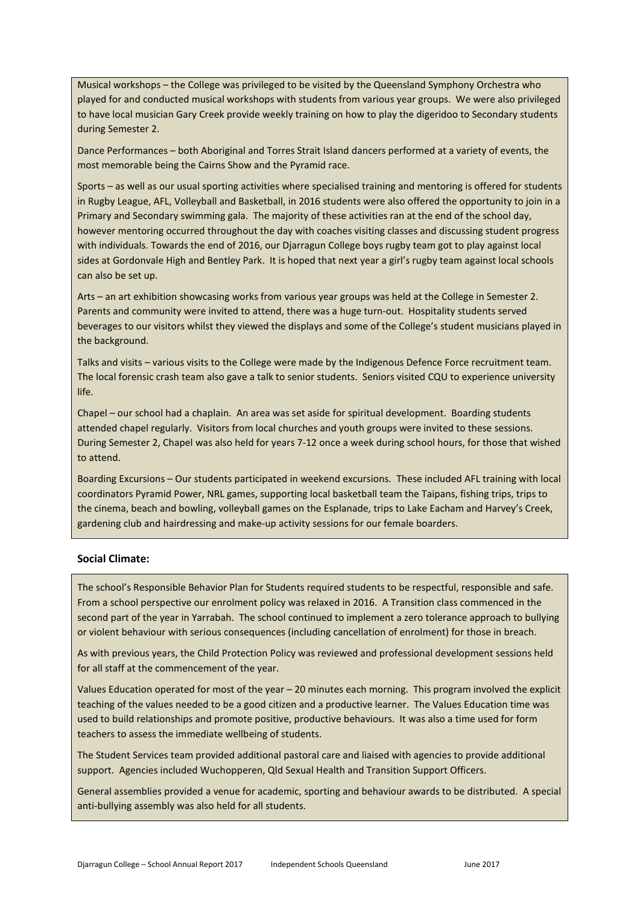Musical workshops – the College was privileged to be visited by the Queensland Symphony Orchestra who played for and conducted musical workshops with students from various year groups. We were also privileged to have local musician Gary Creek provide weekly training on how to play the digeridoo to Secondary students during Semester 2.

Dance Performances – both Aboriginal and Torres Strait Island dancers performed at a variety of events, the most memorable being the Cairns Show and the Pyramid race.

Sports – as well as our usual sporting activities where specialised training and mentoring is offered for students in Rugby League, AFL, Volleyball and Basketball, in 2016 students were also offered the opportunity to join in a Primary and Secondary swimming gala. The majority of these activities ran at the end of the school day, however mentoring occurred throughout the day with coaches visiting classes and discussing student progress with individuals. Towards the end of 2016, our Djarragun College boys rugby team got to play against local sides at Gordonvale High and Bentley Park. It is hoped that next year a girl's rugby team against local schools can also be set up.

Arts – an art exhibition showcasing works from various year groups was held at the College in Semester 2. Parents and community were invited to attend, there was a huge turn-out. Hospitality students served beverages to our visitors whilst they viewed the displays and some of the College's student musicians played in the background.

Talks and visits – various visits to the College were made by the Indigenous Defence Force recruitment team. The local forensic crash team also gave a talk to senior students. Seniors visited CQU to experience university life.

Chapel – our school had a chaplain. An area was set aside for spiritual development. Boarding students attended chapel regularly. Visitors from local churches and youth groups were invited to these sessions. During Semester 2, Chapel was also held for years 7-12 once a week during school hours, for those that wished to attend.

Boarding Excursions – Our students participated in weekend excursions. These included AFL training with local coordinators Pyramid Power, NRL games, supporting local basketball team the Taipans, fishing trips, trips to the cinema, beach and bowling, volleyball games on the Esplanade, trips to Lake Eacham and Harvey's Creek, gardening club and hairdressing and make-up activity sessions for our female boarders.

### Social Climate:

The school's Responsible Behavior Plan for Students required students to be respectful, responsible and safe. From a school perspective our enrolment policy was relaxed in 2016. A Transition class commenced in the second part of the year in Yarrabah. The school continued to implement a zero tolerance approach to bullying or violent behaviour with serious consequences (including cancellation of enrolment) for those in breach.

As with previous years, the Child Protection Policy was reviewed and professional development sessions held for all staff at the commencement of the year.

Values Education operated for most of the year – 20 minutes each morning. This program involved the explicit teaching of the values needed to be a good citizen and a productive learner. The Values Education time was used to build relationships and promote positive, productive behaviours. It was also a time used for form teachers to assess the immediate wellbeing of students.

The Student Services team provided additional pastoral care and liaised with agencies to provide additional support. Agencies included Wuchopperen, Qld Sexual Health and Transition Support Officers.

General assemblies provided a venue for academic, sporting and behaviour awards to be distributed. A special anti-bullying assembly was also held for all students.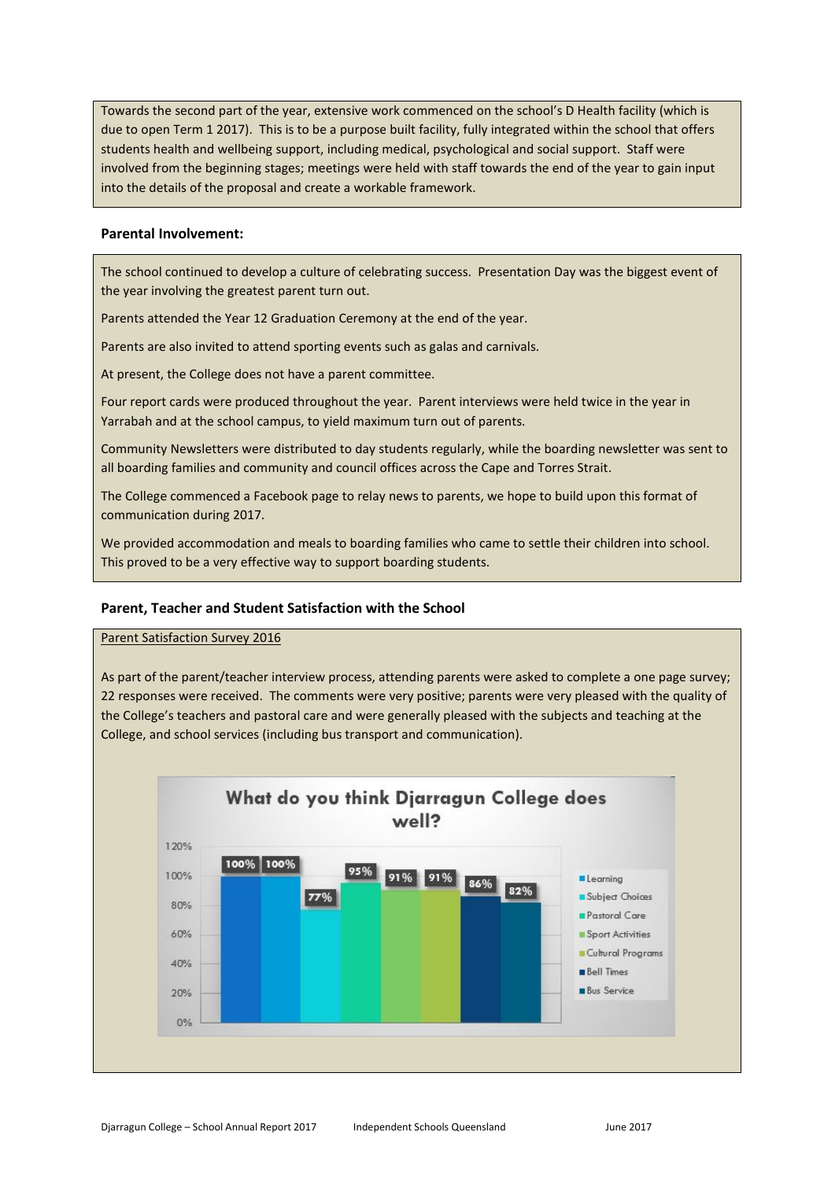Towards the second part of the year, extensive work commenced on the school's D Health facility (which is due to open Term 1 2017). This is to be a purpose built facility, fully integrated within the school that offers students health and wellbeing support, including medical, psychological and social support. Staff were involved from the beginning stages; meetings were held with staff towards the end of the year to gain input into the details of the proposal and create a workable framework.

**Parental Involvement:**

The school continued to develop a culture of celebrating success. Presentation Day was the biggest event of the year involving the greatest parent turn out.

Parents attended the Year 12 Graduation Ceremony at the end of the year.

Parents are also invited to attend sporting events such as galas and carnivals.

At present, the College does not have a parent committee.

Four report cards were produced throughout the year. Parent interviews were held twice in the year in Yarrabah and at the school campus, to yield maximum turn out of parents.

Community Newsletters were distributed to day students regularly, while the boarding newsletter was sent to all boarding families and community and council offices across the Cape and Torres Strait.

The College commenced a Facebook page to relay news to parents, we hope to build upon this format of communication during 2017.

We provided accommodation and meals to boarding families who came to settle their children into school. This proved to be a very effective way to support boarding students.

**Parent, Teacher and Student Satisfaction with the School**

Parent Satisfaction Survey 2016

As part of the parent/teacher interview process, attending parents were asked to complete a one page survey; 22 responses were received. The comments were very positive; parents were very pleased with the quality of the College's teachers and pastoral care and were generally pleased with the subjects and teaching at the College, and school services (including bus transport and communication).

What do you think Djarragun College does well?

120%
100%
80%
60%
40%
20%
0%

100% 100% 77% 95% 91% 91% 86% 82%

Learning
Subject Choices
Pastoral Care
Sport Activities
Cultural Programs
Bell Times
Bus Service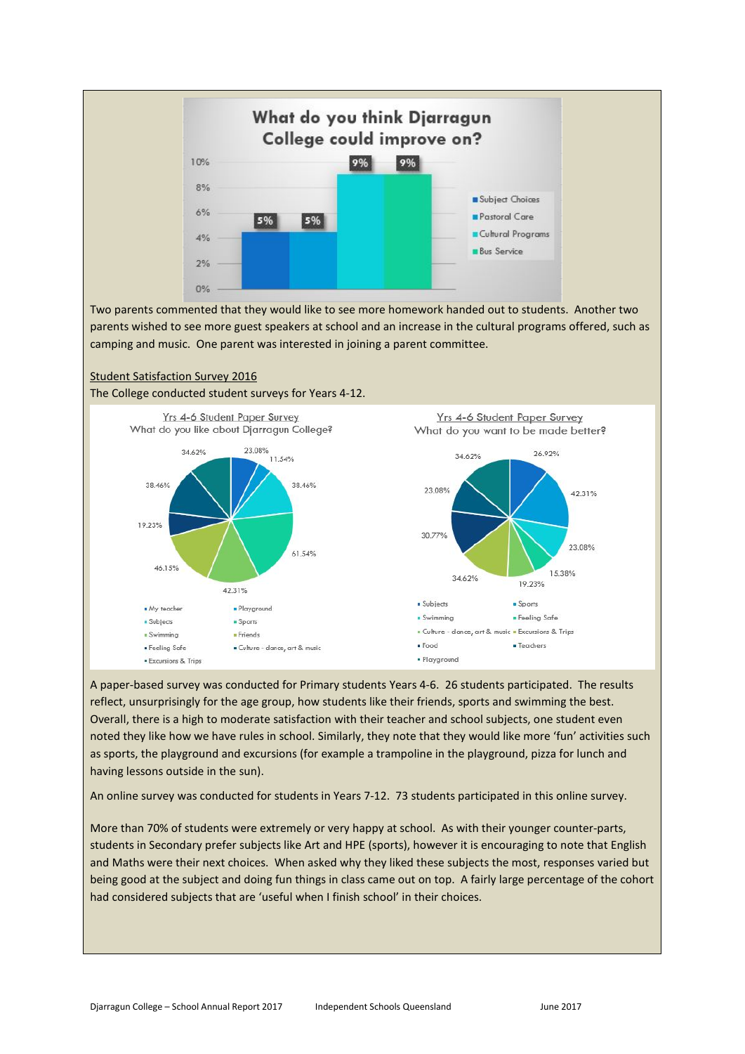What do you think Djarragun College could improve on?

10%
8%
6%
4%
2%
0%

5%
5%
9%
9%

Subject Choices
Pastoral Care
Cultural Programs
Bus Service

Two parents commented that they would like to see more homework handed out to students. Another two parents wished to see more guest speakers at school and an increase in the cultural programs offered, such as camping and music. One parent was interested in joining a parent committee.

Student Satisfaction Survey 2016

The College conducted student surveys for Years 4-12.

Yrs 4-6 Student Paper Survey
What do you like about Djarragun College?

23.08%
11.54%
38.46%
61.54%
42.31%
46.15%
19.23%
38.46%
34.62%

My teacher
Playground
Subjects
Sports
Swimming
Friends
Feeling Safe
Culture - dance, art & music
Excursions & Trips

Yrs 4-6 Student Paper Survey
What do you want to be made better?

26.92%
42.31%
23.08%
15.38%
19.23%
34.62%
30.77%
23.08%
34.62%

Subjects
Sports
Swimming
Feeling Safe
Culture - dance, art & music
Excursions & Trips
Food
Teachers
Playground

A paper-based survey was conducted for Primary students Years 4-6. 26 students participated. The results reflect, unsurprisingly for the age group, how students like their friends, sports and swimming the best. Overall, there is a high to moderate satisfaction with their teacher and school subjects, one student even noted they like how we have rules in school. Similarly, they note that they would like more 'fun' activities such as sports, the playground and excursions (for example a trampoline in the playground, pizza for lunch and having lessons outside in the sun).

An online survey was conducted for students in Years 7-12. 73 students participated in this online survey.

More than 70% of students were extremely or very happy at school. As with their younger counter-parts, students in Secondary prefer subjects like Art and HPE (sports), however it is encouraging to note that English and Maths were their next choices. When asked why they liked these subjects the most, responses varied but being good at the subject and doing fun things in class came out on top. A fairly large percentage of the cohort had considered subjects that are 'useful when I finish school' in their choices.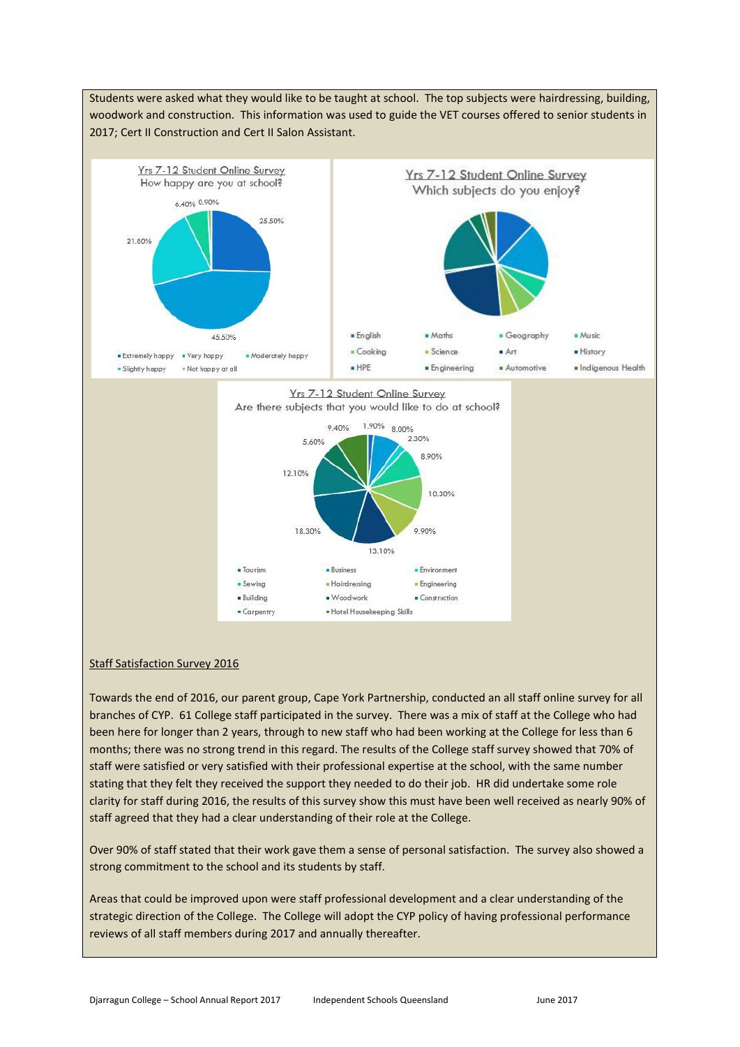Students were asked what they would like to be taught at school. The top subjects were hairdressing, building, woodwork and construction. This information was used to guide the VET courses offered to senior students in 2017; Cert II Construction and Cert II Salon Assistant.

Yrs 7-12 Student Online Survey
How happy are you at school?

6.40% 0.90%
25.50%
21.80%
45.50%

Extremely happy, Very happy, Moderately happy, Slightly happy, Not happy at all

Yrs 7-12 Student Online Survey
Which subjects do you enjoy?

English, Maths, Geography, Music, Cooking, Science, Art, History, HPE, Engineering, Automotive, Indigenous Health

Yrs 7-12 Student Online Survey
Are there subjects that you would like to do at school?

9.40% 1.90% 8.00%
2.30%
5.60%
8.90%
12.10%
10.30%
18.30%
9.90%
13.10%

Tourism, Business, Environment, Sewing, Hairdressing, Engineering, Building, Woodwork, Construction, Carpentry, Hotel Housekeeping Skills

## Staff Satisfaction Survey 2016

Towards the end of 2016, our parent group, Cape York Partnership, conducted an all staff online survey for all branches of CYP. 61 College staff participated in the survey. There was a mix of staff at the College who had been here for longer than 2 years, through to new staff who had been working at the College for less than 6 months; there was no strong trend in this regard. The results of the College staff survey showed that 70% of staff were satisfied or very satisfied with their professional expertise at the school, with the same number stating that they felt they received the support they needed to do their job. HR did undertake some role clarity for staff during 2016, the results of this survey show this must have been well received as nearly 90% of staff agreed that they had a clear understanding of their role at the College.

Over 90% of staff stated that their work gave them a sense of personal satisfaction. The survey also showed a strong commitment to the school and its students by staff.

Areas that could be improved upon were staff professional development and a clear understanding of the strategic direction of the College. The College will adopt the CYP policy of having professional performance reviews of all staff members during 2017 and annually thereafter.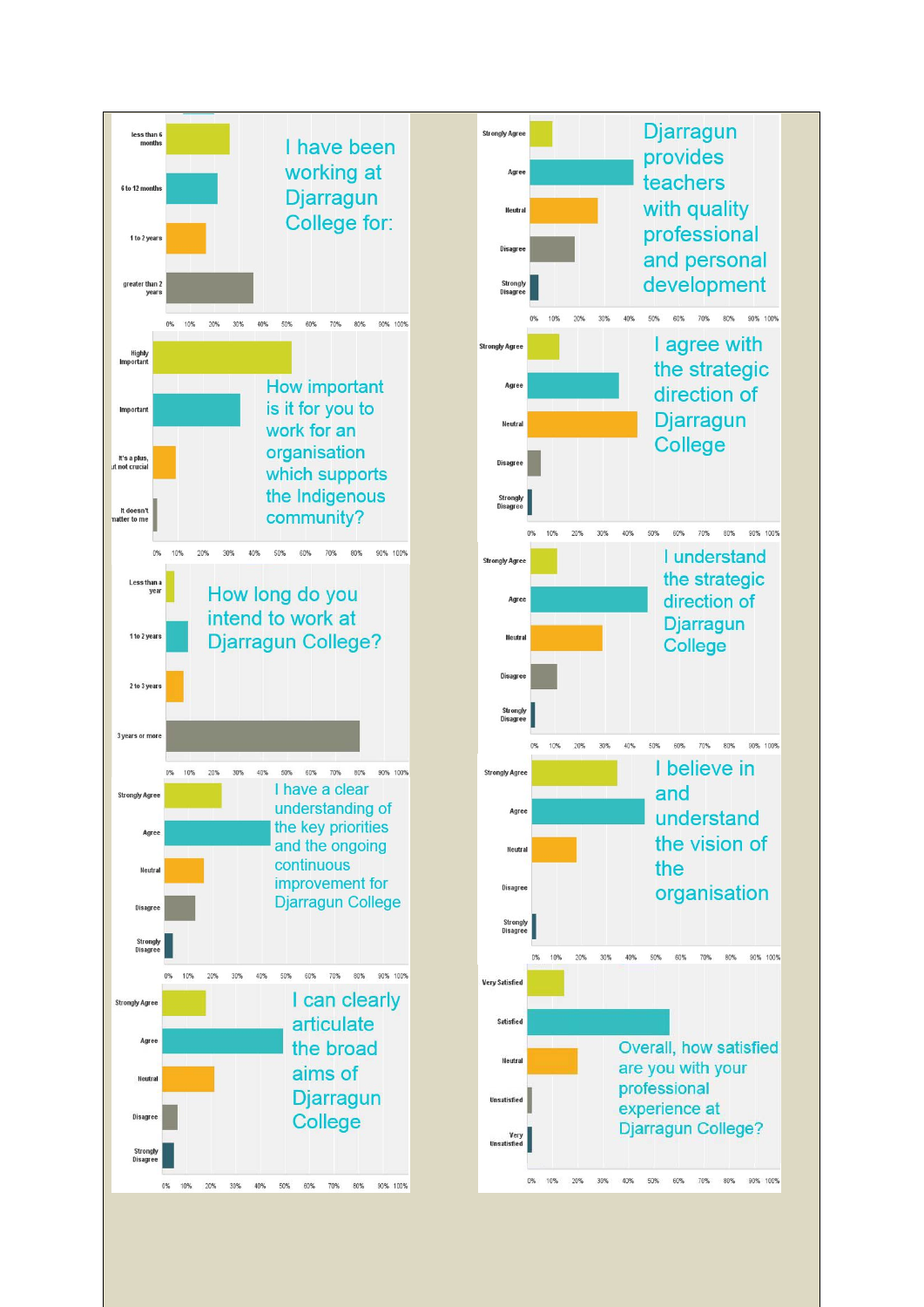less than 6 months
6 to 12 months
1 to 2 years
greater than 2 years

I have been working at Djarragun College for:

0% 10% 20% 30% 40% 50% 60% 70% 80% 90% 100%

Highly Important
Important
It's a plus, but not crucial
It doesn't matter to me

How important is it for you to work for an organisation which supports the Indigenous community?

0% 10% 20% 30% 40% 50% 60% 70% 80% 90% 100%

Less than a year
1 to 2 years
2 to 3 years
3 years or more

How long do you intend to work at Djarragun College?

0% 10% 20% 30% 40% 50% 60% 70% 80% 90% 100%

Strongly Agree
Agree
Neutral
Disagree
Strongly Disagree

I have a clear understanding of the key priorities and the ongoing continuous improvement for Djarragun College

0% 10% 20% 30% 40% 50% 60% 70% 80% 90% 100%

Strongly Agree
Agree
Neutral
Disagree
Strongly Disagree

I can clearly articulate the broad aims of Djarragun College

0% 10% 20% 30% 40% 50% 60% 70% 80% 90% 100%

Strongly Agree
Agree
Neutral
Disagree
Strongly Disagree

Djarragun provides teachers with quality professional and personal development

0% 10% 20% 30% 40% 50% 60% 70% 80% 90% 100%

Strongly Agree
Agree
Neutral
Disagree
Strongly Disagree

I agree with the strategic direction of Djarragun College

0% 10% 20% 30% 40% 50% 60% 70% 80% 90% 100%

Strongly Agree
Agree
Neutral
Disagree
Strongly Disagree

I understand the strategic direction of Djarragun College

0% 10% 20% 30% 40% 50% 60% 70% 80% 90% 100%

Strongly Agree
Agree
Neutral
Disagree
Strongly Disagree

I believe in and understand the vision of the organisation

0% 10% 20% 30% 40% 50% 60% 70% 80% 90% 100%

Very Satisfied
Satisfied
Neutral
Unsatisfied
Very Unsatisfied

Overall, how satisfied are you with your professional experience at Djarragun College?

0% 10% 20% 30% 40% 50% 60% 70% 80% 90% 100%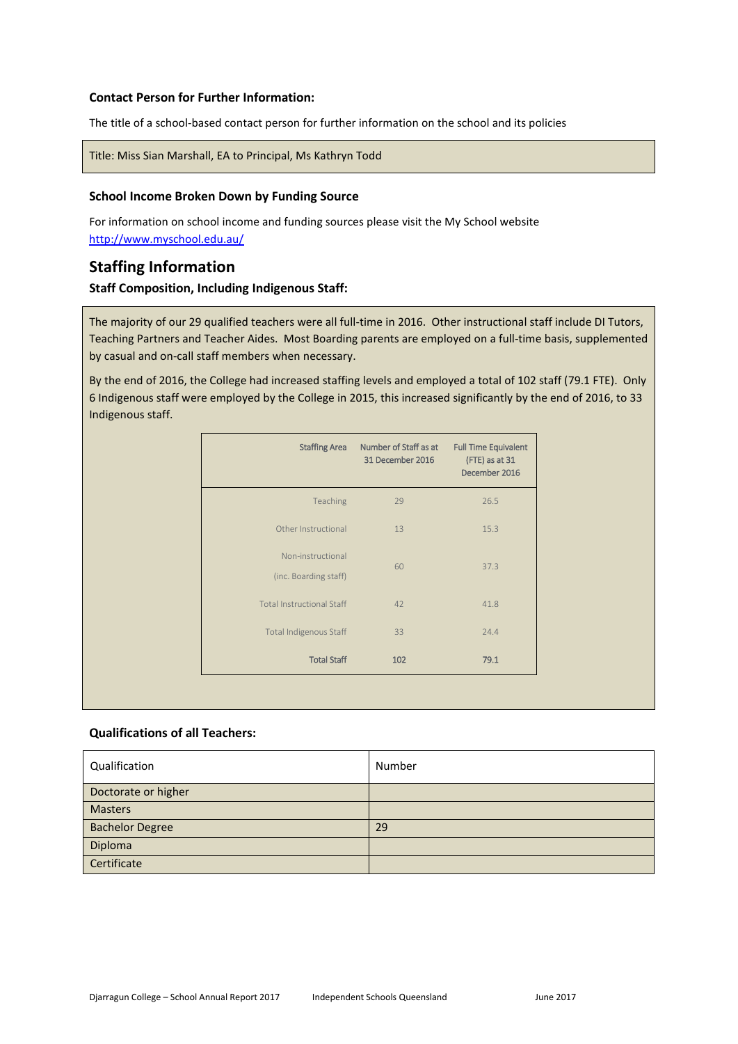**Contact Person for Further Information:**

The title of a school-based contact person for further information on the school and its policies

Title: Miss Sian Marshall, EA to Principal, Ms Kathryn Todd

**School Income Broken Down by Funding Source**

For information on school income and funding sources please visit the My School website http://www.myschool.edu.au/

## Staffing Information

**Staff Composition, Including Indigenous Staff:**

The majority of our 29 qualified teachers were all full-time in 2016. Other instructional staff include DI Tutors, Teaching Partners and Teacher Aides. Most Boarding parents are employed on a full-time basis, supplemented by casual and on-call staff members when necessary.

By the end of 2016, the College had increased staffing levels and employed a total of 102 staff (79.1 FTE). Only 6 Indigenous staff were employed by the College in 2015, this increased significantly by the end of 2016, to 33 Indigenous staff.

| Staffing Area | Number of Staff as at 31 December 2016 | Full Time Equivalent (FTE) as at 31 December 2016 |
|---|---|---|
| Teaching | 29 | 26.5 |
| Other Instructional | 13 | 15.3 |
| Non-instructional (inc. Boarding staff) | 60 | 37.3 |
| Total Instructional Staff | 42 | 41.8 |
| Total Indigenous Staff | 33 | 24.4 |
| **Total Staff** | **102** | **79.1** |

**Qualifications of all Teachers:**

| Qualification | Number |
|---|---|
| Doctorate or higher | |
| Masters | |
| Bachelor Degree | 29 |
| Diploma | |
| Certificate | |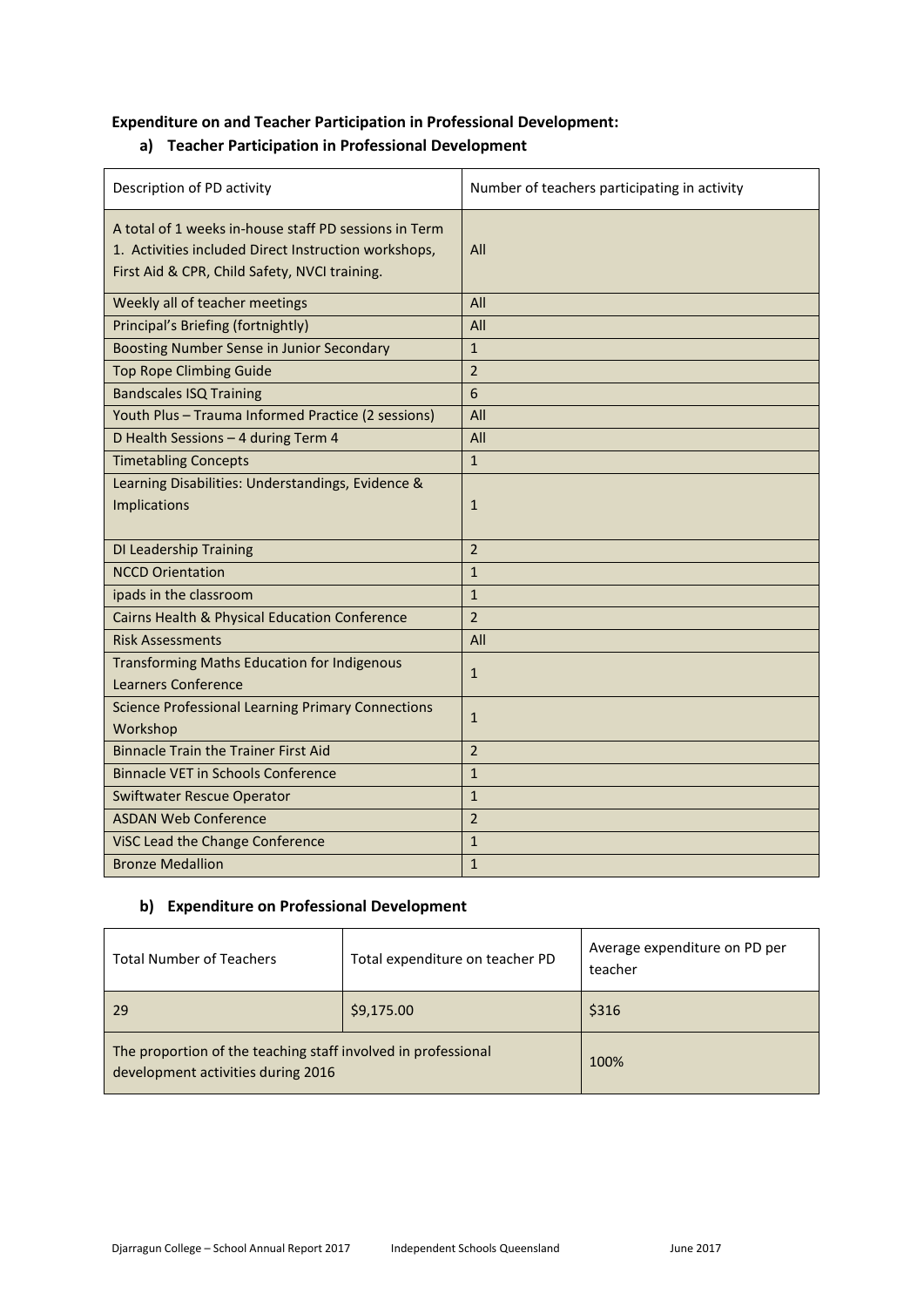**Expenditure on and Teacher Participation in Professional Development:**

**a) Teacher Participation in Professional Development**

| Description of PD activity | Number of teachers participating in activity |
|---|---|
| A total of 1 weeks in-house staff PD sessions in Term 1. Activities included Direct Instruction workshops, First Aid & CPR, Child Safety, NVCI training. | All |
| Weekly all of teacher meetings | All |
| Principal's Briefing (fortnightly) | All |
| Boosting Number Sense in Junior Secondary | 1 |
| Top Rope Climbing Guide | 2 |
| Bandscales ISQ Training | 6 |
| Youth Plus – Trauma Informed Practice (2 sessions) | All |
| D Health Sessions – 4 during Term 4 | All |
| Timetabling Concepts | 1 |
| Learning Disabilities: Understandings, Evidence & Implications | 1 |
| DI Leadership Training | 2 |
| NCCD Orientation | 1 |
| ipads in the classroom | 1 |
| Cairns Health & Physical Education Conference | 2 |
| Risk Assessments | All |
| Transforming Maths Education for Indigenous Learners Conference | 1 |
| Science Professional Learning Primary Connections Workshop | 1 |
| Binnacle Train the Trainer First Aid | 2 |
| Binnacle VET in Schools Conference | 1 |
| Swiftwater Rescue Operator | 1 |
| ASDAN Web Conference | 2 |
| ViSC Lead the Change Conference | 1 |
| Bronze Medallion | 1 |

**b) Expenditure on Professional Development**

| Total Number of Teachers | Total expenditure on teacher PD | Average expenditure on PD per teacher |
|---|---|---|
| 29 | $9,175.00 | $316 |
| The proportion of the teaching staff involved in professional development activities during 2016 | | 100% |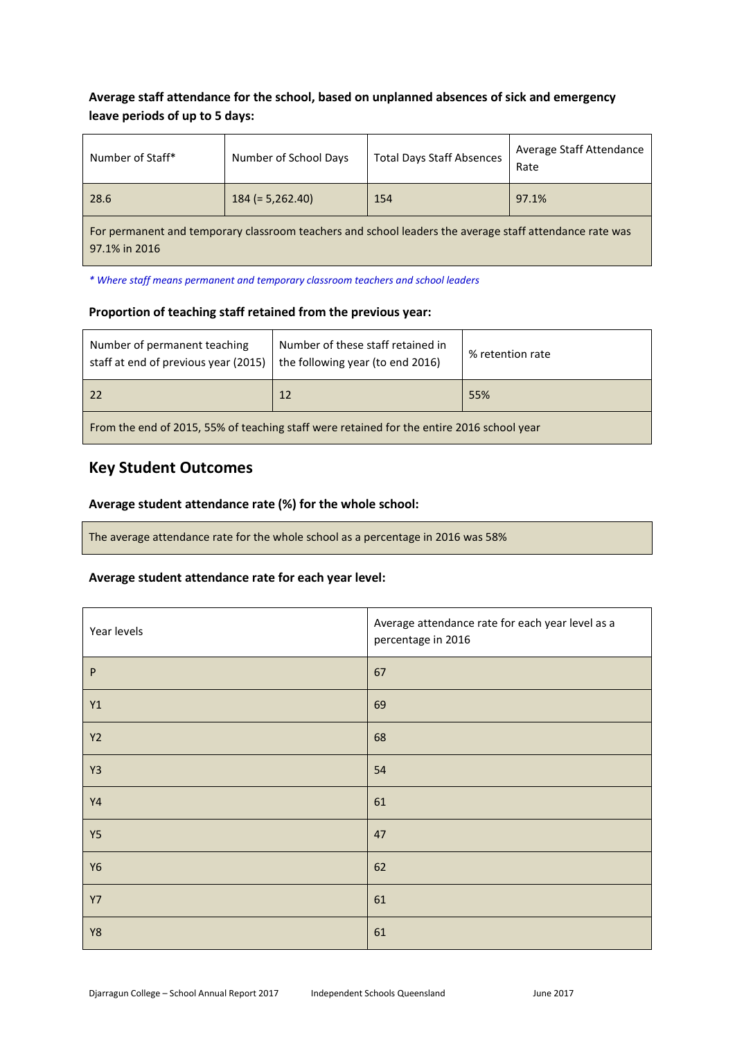**Average staff attendance for the school, based on unplanned absences of sick and emergency leave periods of up to 5 days:**

| Number of Staff* | Number of School Days | Total Days Staff Absences | Average Staff Attendance Rate |
|---|---|---|---|
| 28.6 | 184 (= 5,262.40) | 154 | 97.1% |
| For permanent and temporary classroom teachers and school leaders the average staff attendance rate was 97.1% in 2016 | | | |

*\* Where staff means permanent and temporary classroom teachers and school leaders*

**Proportion of teaching staff retained from the previous year:**

| Number of permanent teaching staff at end of previous year (2015) | Number of these staff retained in the following year (to end 2016) | % retention rate |
|---|---|---|
| 22 | 12 | 55% |
| From the end of 2015, 55% of teaching staff were retained for the entire 2016 school year | | |

## Key Student Outcomes

**Average student attendance rate (%) for the whole school:**

The average attendance rate for the whole school as a percentage in 2016 was 58%

**Average student attendance rate for each year level:**

| Year levels | Average attendance rate for each year level as a percentage in 2016 |
|---|---|
| P | 67 |
| Y1 | 69 |
| Y2 | 68 |
| Y3 | 54 |
| Y4 | 61 |
| Y5 | 47 |
| Y6 | 62 |
| Y7 | 61 |
| Y8 | 61 |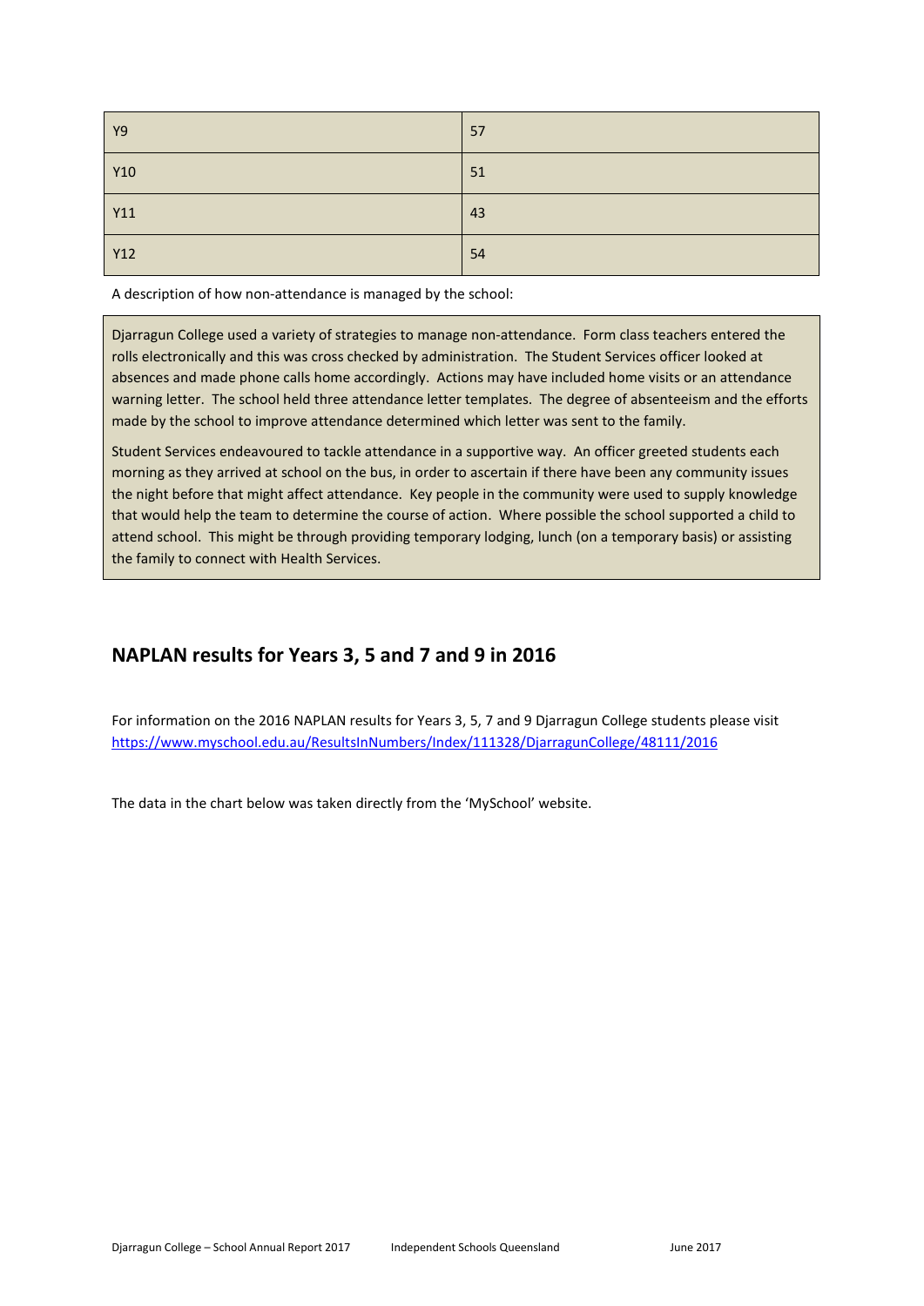| | |
|---|---|
| Y9 | 57 |
| Y10 | 51 |
| Y11 | 43 |
| Y12 | 54 |

A description of how non-attendance is managed by the school:

Djarragun College used a variety of strategies to manage non-attendance. Form class teachers entered the rolls electronically and this was cross checked by administration. The Student Services officer looked at absences and made phone calls home accordingly. Actions may have included home visits or an attendance warning letter. The school held three attendance letter templates. The degree of absenteeism and the efforts made by the school to improve attendance determined which letter was sent to the family.

Student Services endeavoured to tackle attendance in a supportive way. An officer greeted students each morning as they arrived at school on the bus, in order to ascertain if there have been any community issues the night before that might affect attendance. Key people in the community were used to supply knowledge that would help the team to determine the course of action. Where possible the school supported a child to attend school. This might be through providing temporary lodging, lunch (on a temporary basis) or assisting the family to connect with Health Services.

## NAPLAN results for Years 3, 5 and 7 and 9 in 2016

For information on the 2016 NAPLAN results for Years 3, 5, 7 and 9 Djarragun College students please visit https://www.myschool.edu.au/ResultsInNumbers/Index/111328/DjarragunCollege/48111/2016

The data in the chart below was taken directly from the 'MySchool' website.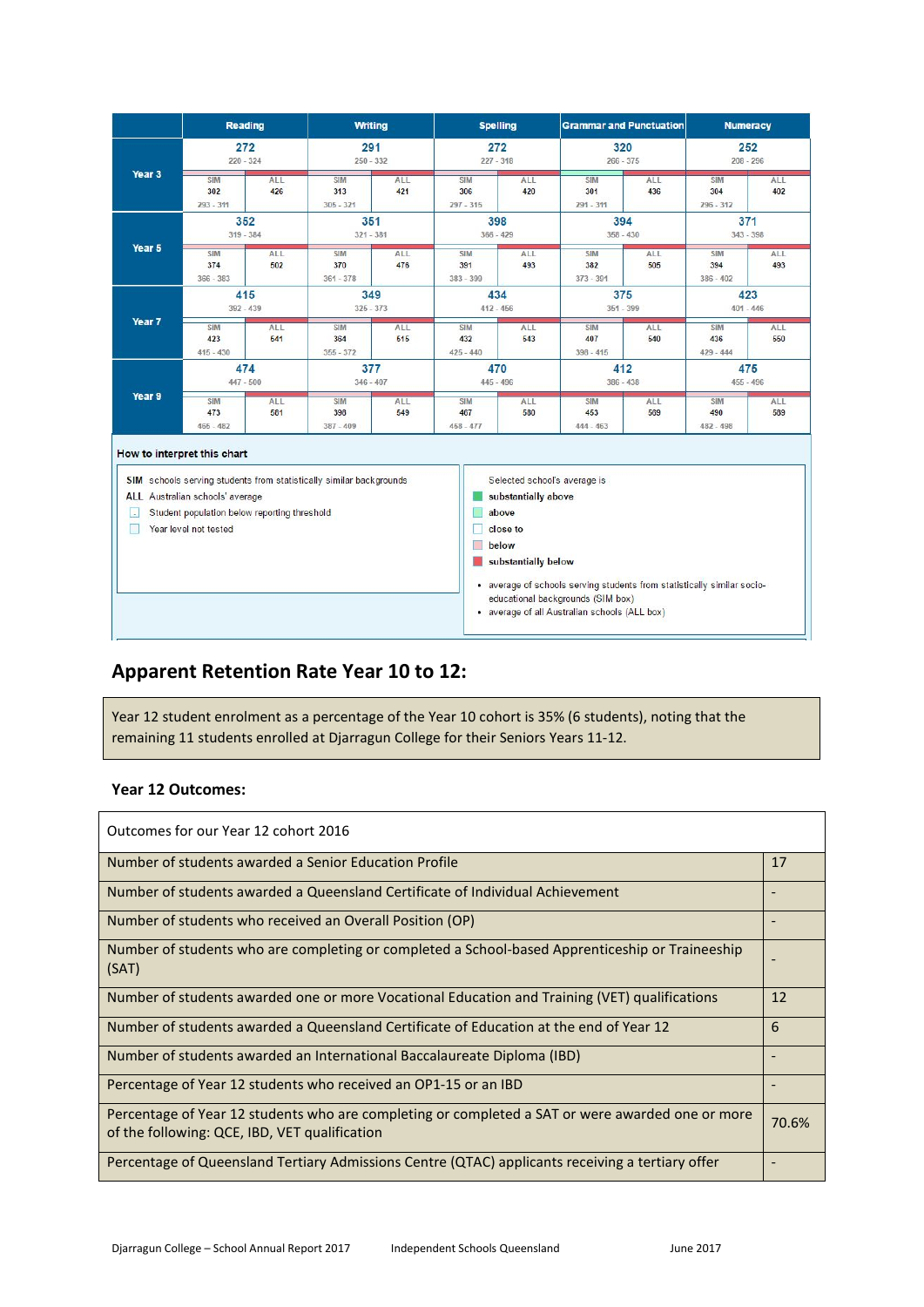| | Reading | | Writing | | Spelling | | Grammar and Punctuation | | Numeracy | |
|---|---|---|---|---|---|---|---|---|---|---|
| Year 3 | 272<br>220 - 324 | | 291<br>250 - 332 | | 272<br>227 - 318 | | 320<br>266 - 375 | | 252<br>208 - 296 | |
| | SIM<br>302<br>293 - 311 | ALL<br>426 | SIM<br>313<br>305 - 321 | ALL<br>421 | SIM<br>306<br>297 - 315 | ALL<br>420 | SIM<br>301<br>291 - 311 | ALL<br>436 | SIM<br>304<br>296 - 312 | ALL<br>402 |
| Year 5 | 352<br>319 - 384 | | 351<br>321 - 381 | | 398<br>366 - 429 | | 394<br>358 - 430 | | 371<br>343 - 398 | |
| | SIM<br>374<br>366 - 383 | ALL<br>502 | SIM<br>370<br>361 - 378 | ALL<br>476 | SIM<br>391<br>383 - 399 | ALL<br>493 | SIM<br>382<br>373 - 391 | ALL<br>505 | SIM<br>394<br>386 - 402 | ALL<br>493 |
| Year 7 | 415<br>392 - 439 | | 349<br>326 - 373 | | 434<br>412 - 456 | | 375<br>351 - 399 | | 423<br>401 - 446 | |
| | SIM<br>423<br>415 - 430 | ALL<br>541 | SIM<br>364<br>355 - 372 | ALL<br>515 | SIM<br>432<br>425 - 440 | ALL<br>543 | SIM<br>407<br>398 - 415 | ALL<br>540 | SIM<br>436<br>429 - 444 | ALL<br>550 |
| Year 9 | 474<br>447 - 500 | | 377<br>346 - 407 | | 470<br>445 - 496 | | 412<br>386 - 438 | | 476<br>455 - 496 | |
| | SIM<br>473<br>465 - 482 | ALL<br>581 | SIM<br>398<br>387 - 409 | ALL<br>549 | SIM<br>467<br>458 - 477 | ALL<br>580 | SIM<br>453<br>444 - 463 | ALL<br>589 | SIM<br>490<br>482 - 498 | ALL<br>589 |

**How to interpret this chart**

SIM schools serving students from statistically similar backgrounds
ALL Australian schools' average
Student population below reporting threshold
Year level not tested

Selected school's average is
substantially above
above
close to
below
substantially below

- average of schools serving students from statistically similar socio-educational backgrounds (SIM box)
- average of all Australian schools (ALL box)

## Apparent Retention Rate Year 10 to 12:

Year 12 student enrolment as a percentage of the Year 10 cohort is 35% (6 students), noting that the remaining 11 students enrolled at Djarragun College for their Seniors Years 11-12.

### Year 12 Outcomes:

| Outcomes for our Year 12 cohort 2016 | |
|---|---|
| Number of students awarded a Senior Education Profile | 17 |
| Number of students awarded a Queensland Certificate of Individual Achievement | - |
| Number of students who received an Overall Position (OP) | - |
| Number of students who are completing or completed a School-based Apprenticeship or Traineeship (SAT) | - |
| Number of students awarded one or more Vocational Education and Training (VET) qualifications | 12 |
| Number of students awarded a Queensland Certificate of Education at the end of Year 12 | 6 |
| Number of students awarded an International Baccalaureate Diploma (IBD) | - |
| Percentage of Year 12 students who received an OP1-15 or an IBD | - |
| Percentage of Year 12 students who are completing or completed a SAT or were awarded one or more of the following: QCE, IBD, VET qualification | 70.6% |
| Percentage of Queensland Tertiary Admissions Centre (QTAC) applicants receiving a tertiary offer | - |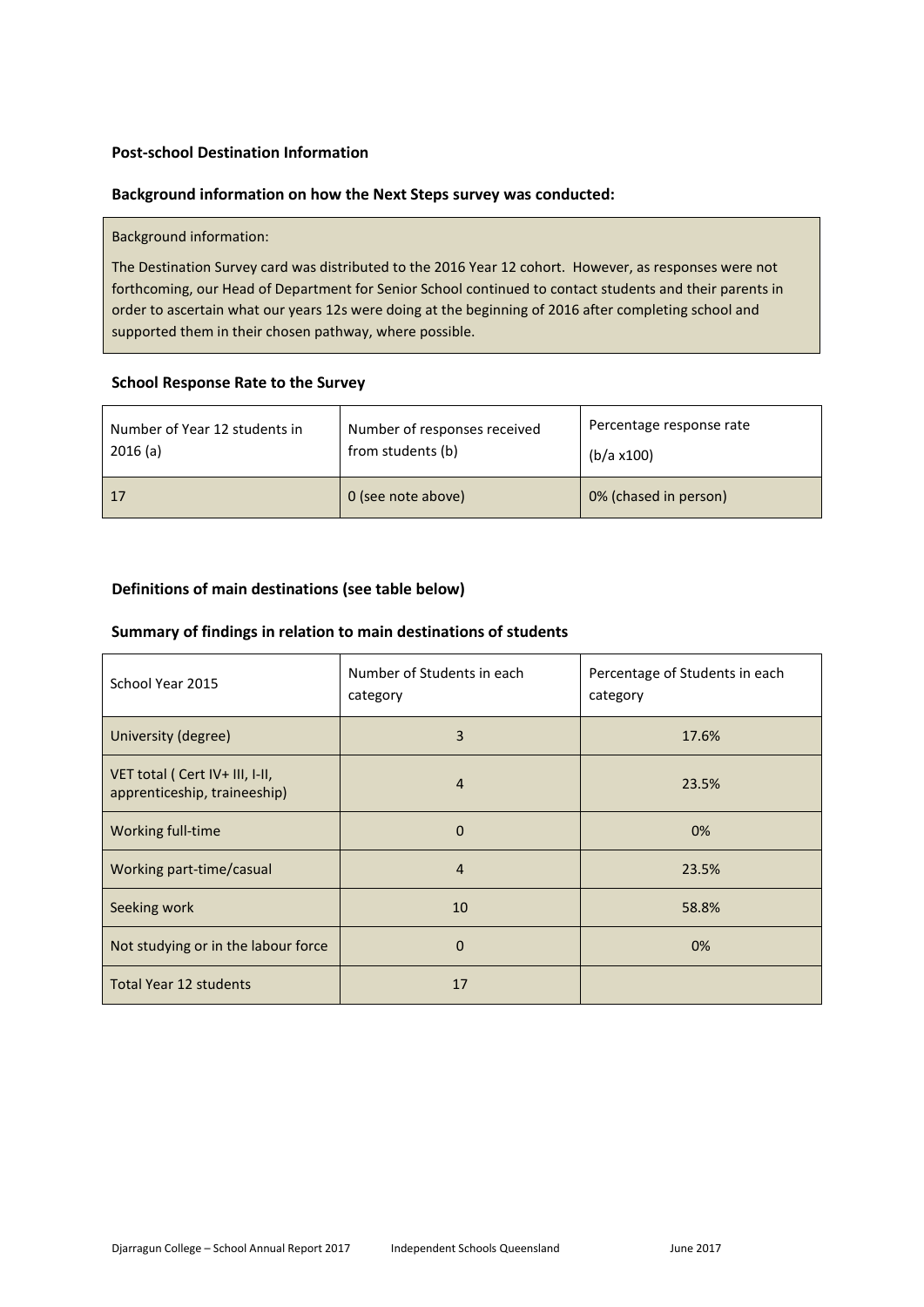**Post-school Destination Information**

**Background information on how the Next Steps survey was conducted:**

Background information:

The Destination Survey card was distributed to the 2016 Year 12 cohort. However, as responses were not forthcoming, our Head of Department for Senior School continued to contact students and their parents in order to ascertain what our years 12s were doing at the beginning of 2016 after completing school and supported them in their chosen pathway, where possible.

**School Response Rate to the Survey**

| Number of Year 12 students in 2016 (a) | Number of responses received from students (b) | Percentage response rate (b/a x100) |
|---|---|---|
| 17 | 0 (see note above) | 0% (chased in person) |

**Definitions of main destinations (see table below)**

**Summary of findings in relation to main destinations of students**

| School Year 2015 | Number of Students in each category | Percentage of Students in each category |
|---|---|---|
| University (degree) | 3 | 17.6% |
| VET total ( Cert IV+ III, I-II, apprenticeship, traineeship) | 4 | 23.5% |
| Working full-time | 0 | 0% |
| Working part-time/casual | 4 | 23.5% |
| Seeking work | 10 | 58.8% |
| Not studying or in the labour force | 0 | 0% |
| Total Year 12 students | 17 | |